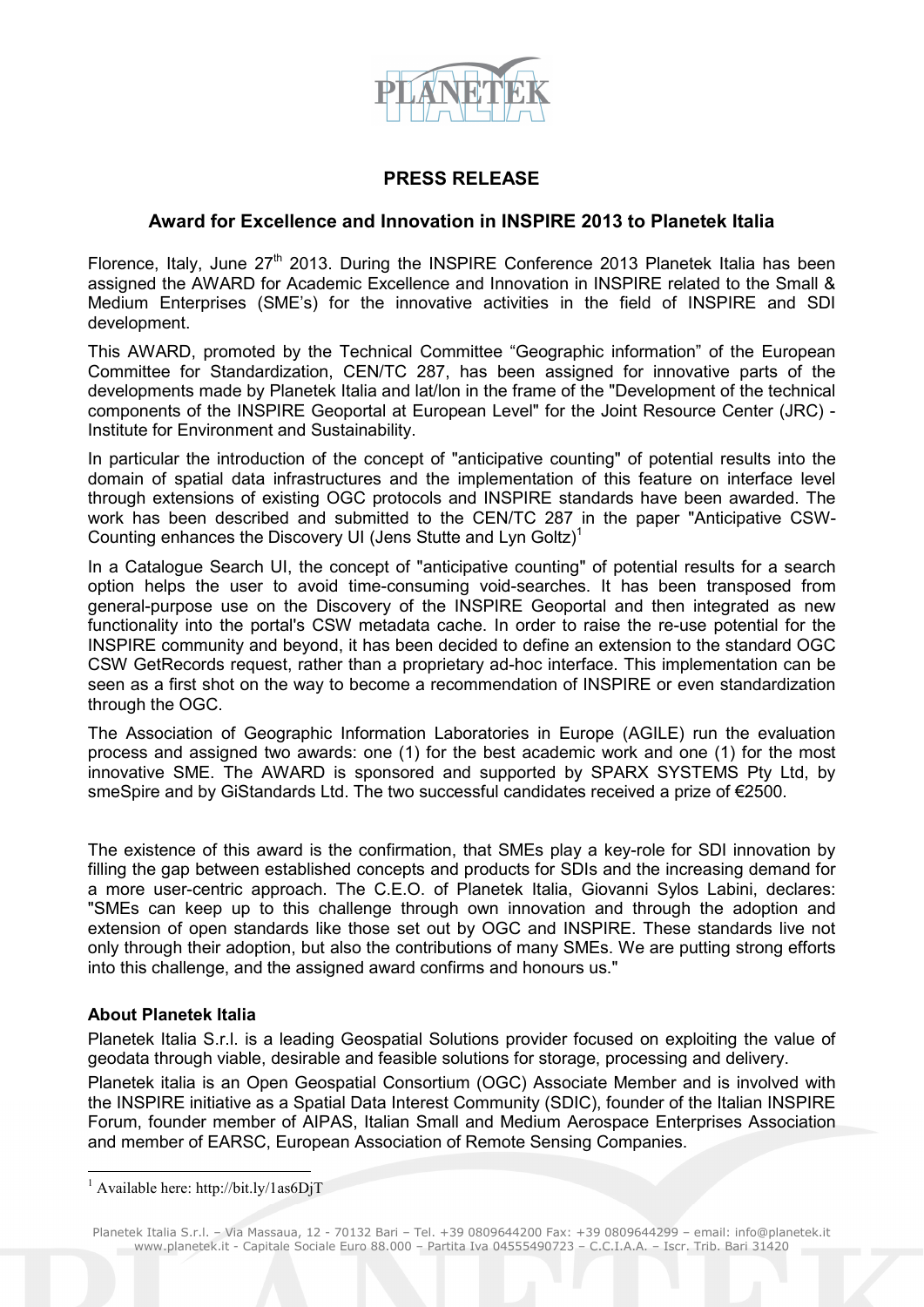## PRESS RELEASE

### Award for Excellence and Innovation in INSPIRE 2013 to Planetek Italia

Florence, Italy, June 27th 2013. During the INSPIRE Conference 2013 Planetek Italia has been assigned the AWARD for Academic Excellence and Innovation in INSPIRE related to the Small & Medium Enterprises (SME's) for the innovative activities in the field of INSPIRE and SDI development.

This AWARD, promoted by the Technical Committee "Geographic information" of the European Committee for Standardization, CEN/TC 287, has been assigned for innovative parts of the developments made by Planetek Italia and lat/lon in the frame of the "Development of the technical components of the INSPIRE Geoportal at European Level" for the Joint Resource Center (JRC) - Institute for Environment and Sustainability.

In particular the introduction of the concept of "anticipative counting" of potential results into the domain of spatial data infrastructures and the implementation of this feature on interface level through extensions of existing OGC protocols and INSPIRE standards have been awarded. The work has been described and submitted to the CEN/TC 287 in the paper "Anticipative CSW-Counting enhances the Discovery UI (Jens Stutte and Lyn Goltz)[1]

In a Catalogue Search UI, the concept of "anticipative counting" of potential results for a search option helps the user to avoid time-consuming void-searches. It has been transposed from general-purpose use on the Discovery of the INSPIRE Geoportal and then integrated as new functionality into the portal's CSW metadata cache. In order to raise the re-use potential for the INSPIRE community and beyond, it has been decided to define an extension to the standard OGC CSW GetRecords request, rather than a proprietary ad-hoc interface. This implementation can be seen as a first shot on the way to become a recommendation of INSPIRE or even standardization through the OGC.

The Association of Geographic Information Laboratories in Europe (AGILE) run the evaluation process and assigned two awards: one (1) for the best academic work and one (1) for the most innovative SME. The AWARD is sponsored and supported by SPARX SYSTEMS Pty Ltd, by smeSpire and by GiStandards Ltd. The two successful candidates received a prize of €2500.

The existence of this award is the confirmation, that SMEs play a key-role for SDI innovation by filling the gap between established concepts and products for SDIs and the increasing demand for a more user-centric approach. The C.E.O. of Planetek Italia, Giovanni Sylos Labini, declares: "SMEs can keep up to this challenge through own innovation and through the adoption and extension of open standards like those set out by OGC and INSPIRE. These standards live not only through their adoption, but also the contributions of many SMEs. We are putting strong efforts into this challenge, and the assigned award confirms and honours us."

**About Planetek Italia**

Planetek Italia S.r.l. is a leading Geospatial Solutions provider focused on exploiting the value of geodata through viable, desirable and feasible solutions for storage, processing and delivery.

Planetek italia is an Open Geospatial Consortium (OGC) Associate Member and is involved with the INSPIRE initiative as a Spatial Data Interest Community (SDIC), founder of the Italian INSPIRE Forum, founder member of AIPAS, Italian Small and Medium Aerospace Enterprises Association and member of EARSC, European Association of Remote Sensing Companies.

[1] Available here: http://bit.ly/1as6DjT

Planetek Italia S.r.l. – Via Massaua, 12 - 70132 Bari – Tel. +39 0809644200 Fax: +39 0809644299 – email: info@planetek.it
www.planetek.it - Capitale Sociale Euro 88.000 – Partita Iva 04555490723 – C.C.I.A.A. – Iscr. Trib. Bari 31420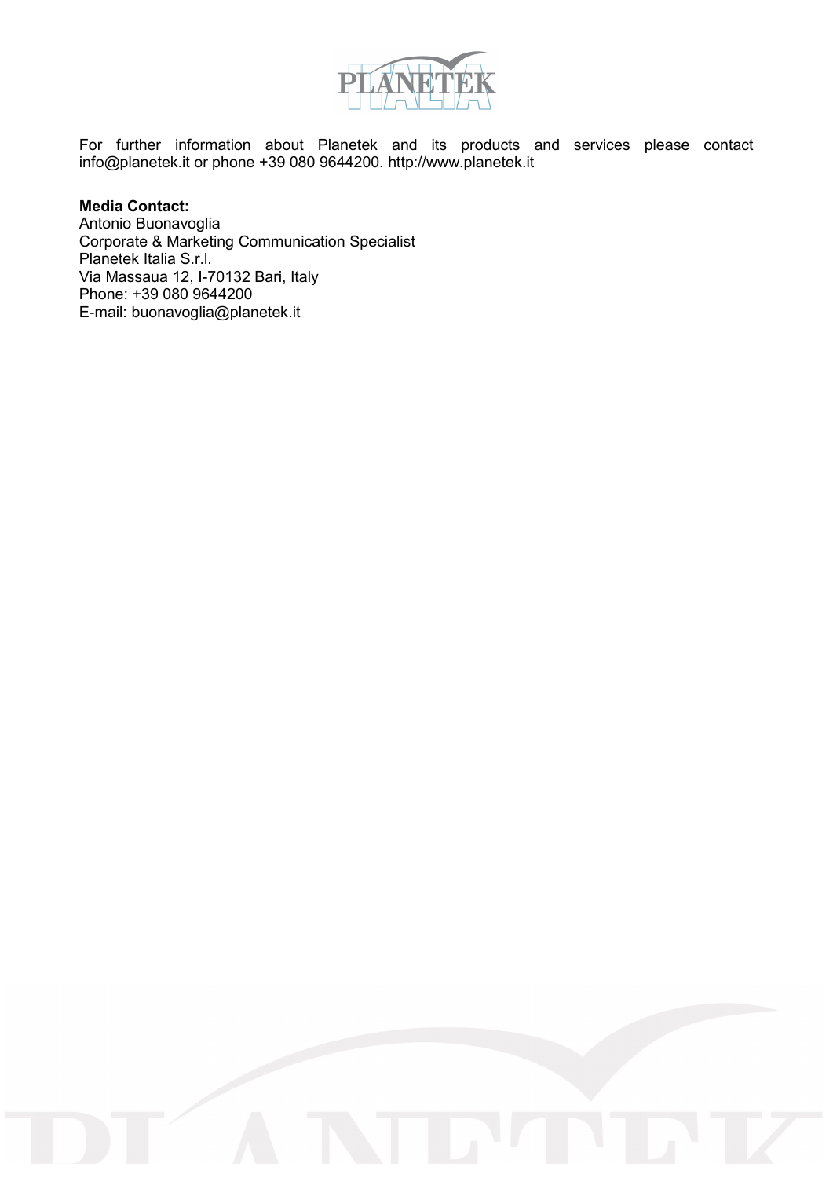For further information about Planetek and its products and services please contact info@planetek.it or phone +39 080 9644200. http://www.planetek.it

**Media Contact:**
Antonio Buonavoglia
Corporate & Marketing Communication Specialist
Planetek Italia S.r.l.
Via Massaua 12, I-70132 Bari, Italy
Phone: +39 080 9644200
E-mail: buonavoglia@planetek.it